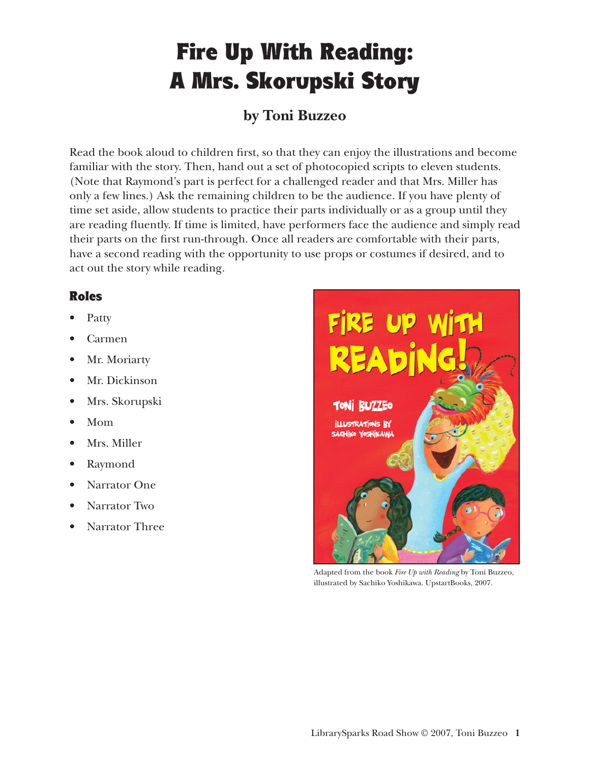# Fire Up With Reading: A Mrs. Skorupski Story

## by Toni Buzzeo

Read the book aloud to children first, so that they can enjoy the illustrations and become familiar with the story. Then, hand out a set of photocopied scripts to eleven students. (Note that Raymond's part is perfect for a challenged reader and that Mrs. Miller has only a few lines.) Ask the remaining children to be the audience. If you have plenty of time set aside, allow students to practice their parts individually or as a group until they are reading fluently. If time is limited, have performers face the audience and simply read their parts on the first run-through. Once all readers are comfortable with their parts, have a second reading with the opportunity to use props or costumes if desired, and to act out the story while reading.

### Roles

- Patty
- Carmen
- Mr. Moriarty
- Mr. Dickinson
- Mrs. Skorupski
- Mom
- Mrs. Miller
- Raymond
- Narrator One
- Narrator Two
- Narrator Three

Adapted from the book *Fire Up with Reading* by Toni Buzzeo, illustrated by Sachiko Yoshikawa. UpstartBooks, 2007.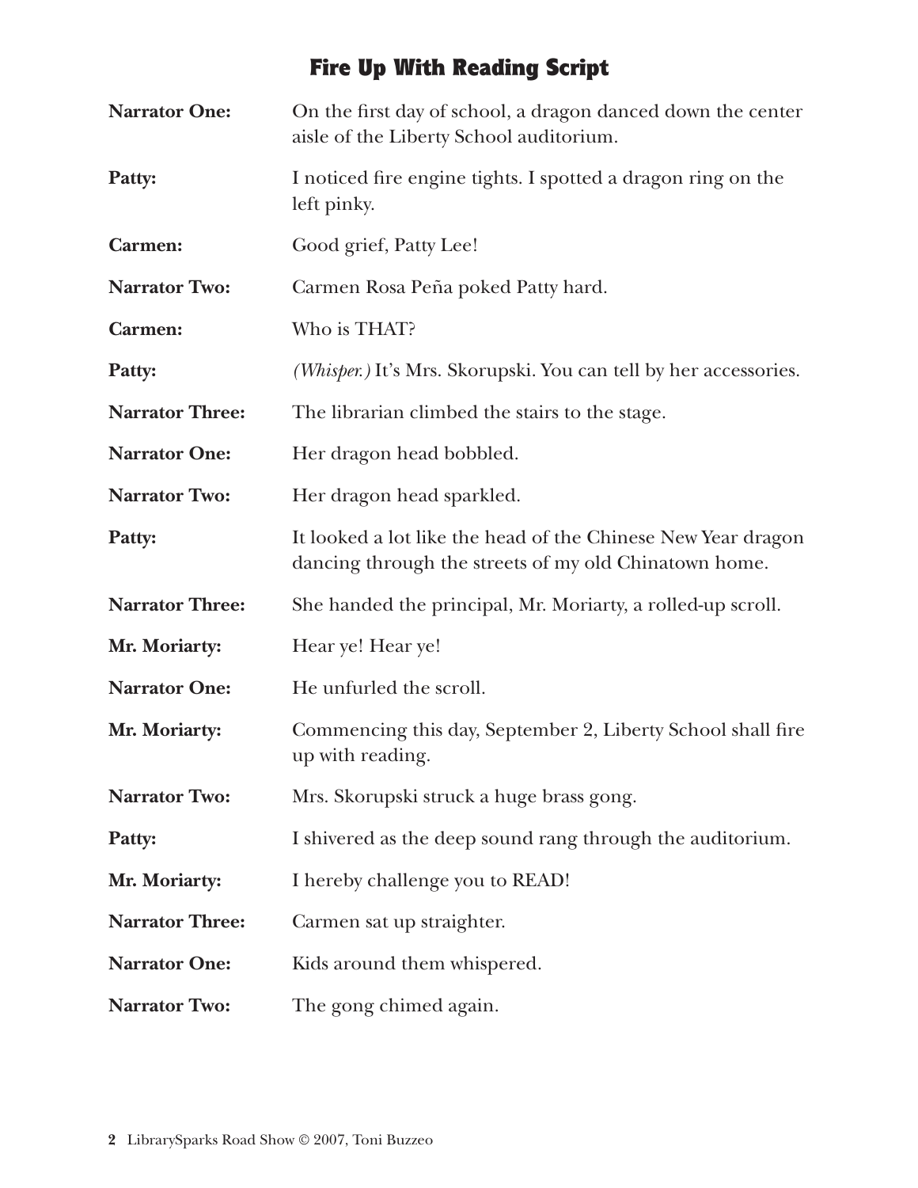# Fire Up With Reading Script

**Narrator One:** On the first day of school, a dragon danced down the center aisle of the Liberty School auditorium.

**Patty:** I noticed fire engine tights. I spotted a dragon ring on the left pinky.

**Carmen:** Good grief, Patty Lee!

**Narrator Two:** Carmen Rosa Peña poked Patty hard.

**Carmen:** Who is THAT?

**Patty:** *(Whisper.)* It's Mrs. Skorupski. You can tell by her accessories.

**Narrator Three:** The librarian climbed the stairs to the stage.

**Narrator One:** Her dragon head bobbled.

**Narrator Two:** Her dragon head sparkled.

**Patty:** It looked a lot like the head of the Chinese New Year dragon dancing through the streets of my old Chinatown home.

**Narrator Three:** She handed the principal, Mr. Moriarty, a rolled-up scroll.

**Mr. Moriarty:** Hear ye! Hear ye!

**Narrator One:** He unfurled the scroll.

**Mr. Moriarty:** Commencing this day, September 2, Liberty School shall fire up with reading.

**Narrator Two:** Mrs. Skorupski struck a huge brass gong.

**Patty:** I shivered as the deep sound rang through the auditorium.

**Mr. Moriarty:** I hereby challenge you to READ!

**Narrator Three:** Carmen sat up straighter.

**Narrator One:** Kids around them whispered.

**Narrator Two:** The gong chimed again.

LibrarySparks Road Show © 2007, Toni Buzzeo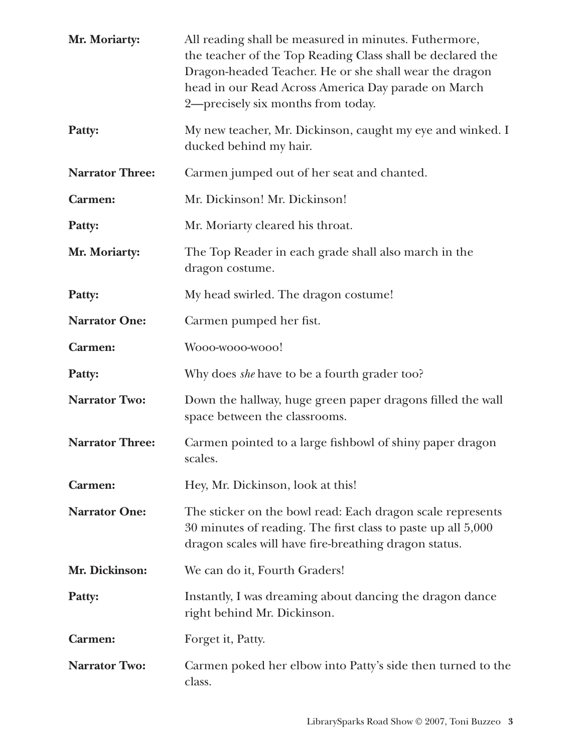**Mr. Moriarty:** All reading shall be measured in minutes. Futhermore, the teacher of the Top Reading Class shall be declared the Dragon-headed Teacher. He or she shall wear the dragon head in our Read Across America Day parade on March 2—precisely six months from today.

**Patty:** My new teacher, Mr. Dickinson, caught my eye and winked. I ducked behind my hair.

**Narrator Three:** Carmen jumped out of her seat and chanted.

**Carmen:** Mr. Dickinson! Mr. Dickinson!

**Patty:** Mr. Moriarty cleared his throat.

**Mr. Moriarty:** The Top Reader in each grade shall also march in the dragon costume.

**Patty:** My head swirled. The dragon costume!

**Narrator One:** Carmen pumped her fist.

**Carmen:** Wooo-wooo-wooo!

**Patty:** Why does *she* have to be a fourth grader too?

**Narrator Two:** Down the hallway, huge green paper dragons filled the wall space between the classrooms.

**Narrator Three:** Carmen pointed to a large fishbowl of shiny paper dragon scales.

**Carmen:** Hey, Mr. Dickinson, look at this!

**Narrator One:** The sticker on the bowl read: Each dragon scale represents 30 minutes of reading. The first class to paste up all 5,000 dragon scales will have fire-breathing dragon status.

**Mr. Dickinson:** We can do it, Fourth Graders!

**Patty:** Instantly, I was dreaming about dancing the dragon dance right behind Mr. Dickinson.

**Carmen:** Forget it, Patty.

**Narrator Two:** Carmen poked her elbow into Patty's side then turned to the class.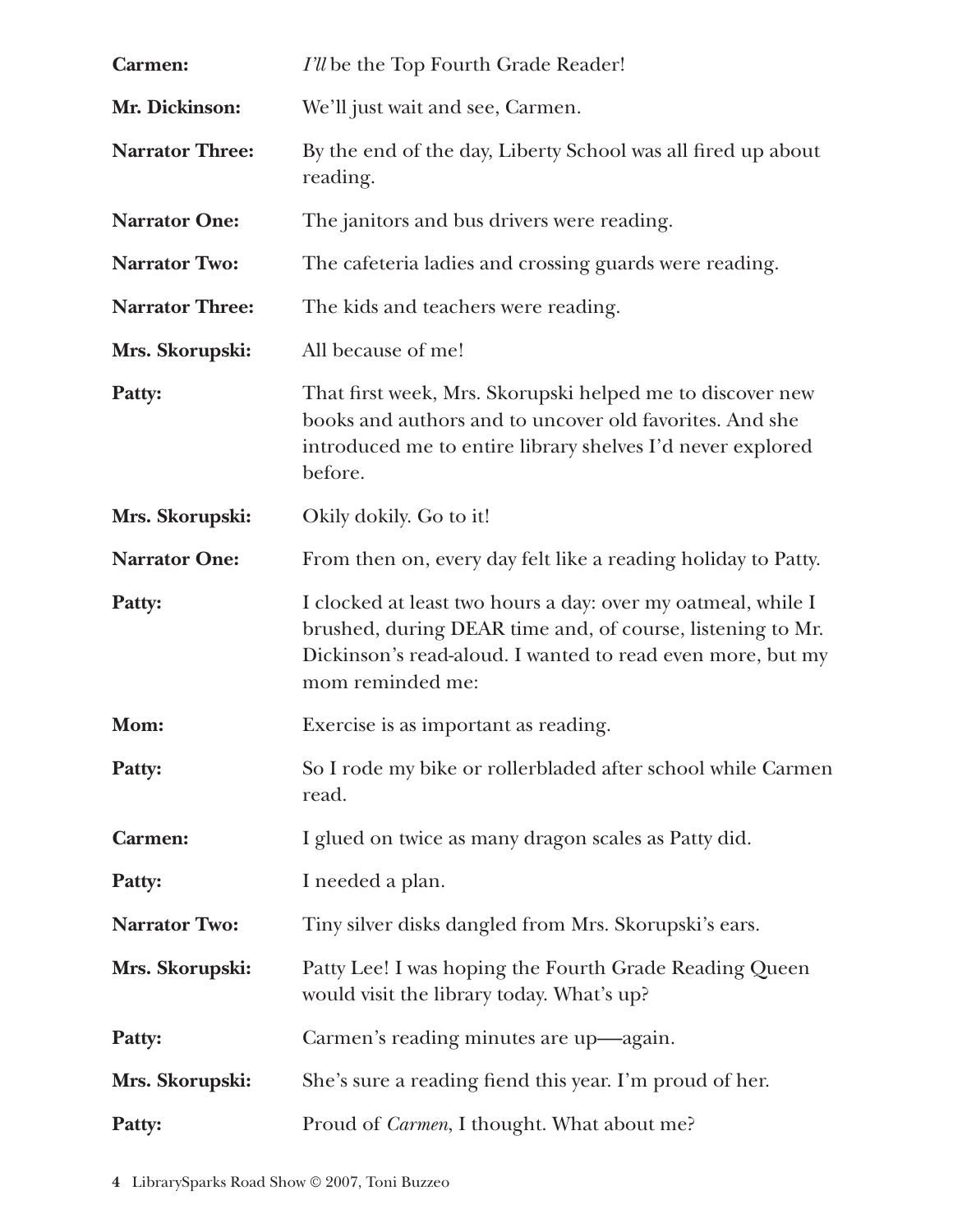**Carmen:** *I'll* be the Top Fourth Grade Reader!

**Mr. Dickinson:** We'll just wait and see, Carmen.

**Narrator Three:** By the end of the day, Liberty School was all fired up about reading.

**Narrator One:** The janitors and bus drivers were reading.

**Narrator Two:** The cafeteria ladies and crossing guards were reading.

**Narrator Three:** The kids and teachers were reading.

**Mrs. Skorupski:** All because of me!

**Patty:** That first week, Mrs. Skorupski helped me to discover new books and authors and to uncover old favorites. And she introduced me to entire library shelves I'd never explored before.

**Mrs. Skorupski:** Okily dokily. Go to it!

**Narrator One:** From then on, every day felt like a reading holiday to Patty.

**Patty:** I clocked at least two hours a day: over my oatmeal, while I brushed, during DEAR time and, of course, listening to Mr. Dickinson's read-aloud. I wanted to read even more, but my mom reminded me:

**Mom:** Exercise is as important as reading.

**Patty:** So I rode my bike or rollerbladed after school while Carmen read.

**Carmen:** I glued on twice as many dragon scales as Patty did.

**Patty:** I needed a plan.

**Narrator Two:** Tiny silver disks dangled from Mrs. Skorupski's ears.

**Mrs. Skorupski:** Patty Lee! I was hoping the Fourth Grade Reading Queen would visit the library today. What's up?

**Patty:** Carmen's reading minutes are up—again.

**Mrs. Skorupski:** She's sure a reading fiend this year. I'm proud of her.

**Patty:** Proud of *Carmen*, I thought. What about me?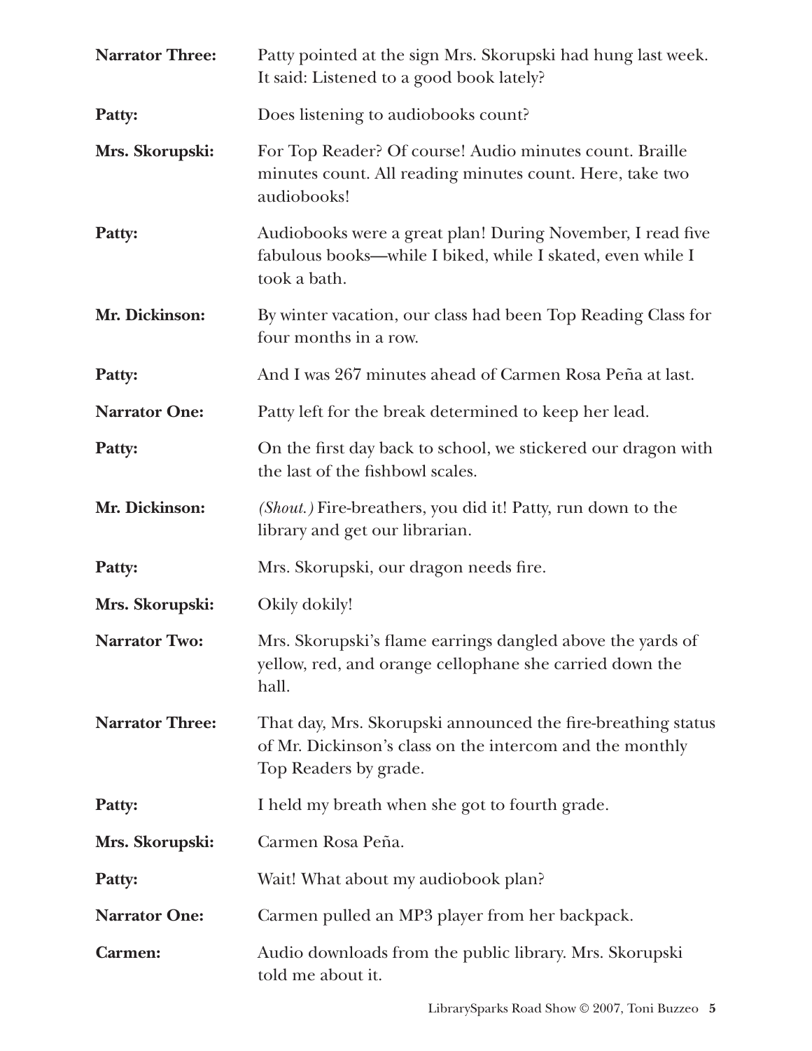**Narrator Three:** Patty pointed at the sign Mrs. Skorupski had hung last week. It said: Listened to a good book lately?

**Patty:** Does listening to audiobooks count?

**Mrs. Skorupski:** For Top Reader? Of course! Audio minutes count. Braille minutes count. All reading minutes count. Here, take two audiobooks!

**Patty:** Audiobooks were a great plan! During November, I read five fabulous books—while I biked, while I skated, even while I took a bath.

**Mr. Dickinson:** By winter vacation, our class had been Top Reading Class for four months in a row.

**Patty:** And I was 267 minutes ahead of Carmen Rosa Peña at last.

**Narrator One:** Patty left for the break determined to keep her lead.

**Patty:** On the first day back to school, we stickered our dragon with the last of the fishbowl scales.

**Mr. Dickinson:** *(Shout.)* Fire-breathers, you did it! Patty, run down to the library and get our librarian.

**Patty:** Mrs. Skorupski, our dragon needs fire.

**Mrs. Skorupski:** Okily dokily!

**Narrator Two:** Mrs. Skorupski's flame earrings dangled above the yards of yellow, red, and orange cellophane she carried down the hall.

**Narrator Three:** That day, Mrs. Skorupski announced the fire-breathing status of Mr. Dickinson's class on the intercom and the monthly Top Readers by grade.

**Patty:** I held my breath when she got to fourth grade.

**Mrs. Skorupski:** Carmen Rosa Peña.

**Patty:** Wait! What about my audiobook plan?

**Narrator One:** Carmen pulled an MP3 player from her backpack.

**Carmen:** Audio downloads from the public library. Mrs. Skorupski told me about it.

LibrarySparks Road Show © 2007, Toni Buzzeo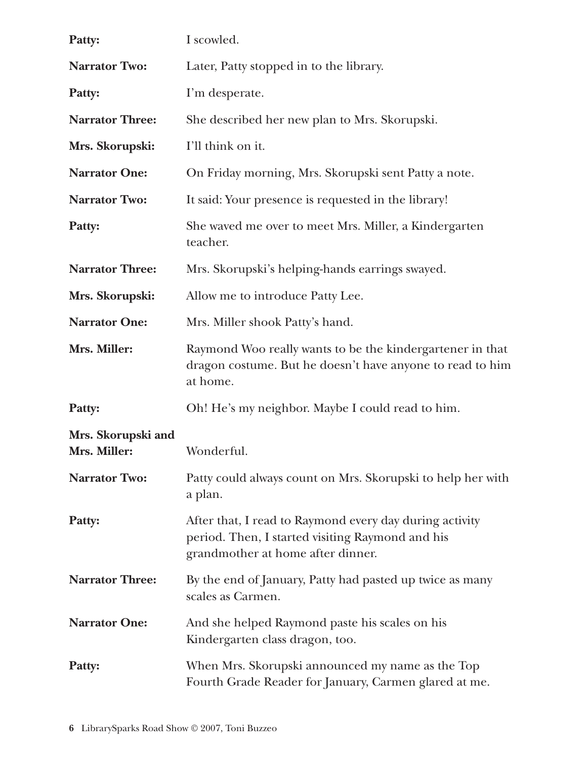**Patty:** I scowled.

**Narrator Two:** Later, Patty stopped in to the library.

**Patty:** I'm desperate.

**Narrator Three:** She described her new plan to Mrs. Skorupski.

**Mrs. Skorupski:** I'll think on it.

**Narrator One:** On Friday morning, Mrs. Skorupski sent Patty a note.

**Narrator Two:** It said: Your presence is requested in the library!

**Patty:** She waved me over to meet Mrs. Miller, a Kindergarten teacher.

**Narrator Three:** Mrs. Skorupski's helping-hands earrings swayed.

**Mrs. Skorupski:** Allow me to introduce Patty Lee.

**Narrator One:** Mrs. Miller shook Patty's hand.

**Mrs. Miller:** Raymond Woo really wants to be the kindergartener in that dragon costume. But he doesn't have anyone to read to him at home.

**Patty:** Oh! He's my neighbor. Maybe I could read to him.

**Mrs. Skorupski and Mrs. Miller:** Wonderful.

**Narrator Two:** Patty could always count on Mrs. Skorupski to help her with a plan.

**Patty:** After that, I read to Raymond every day during activity period. Then, I started visiting Raymond and his grandmother at home after dinner.

**Narrator Three:** By the end of January, Patty had pasted up twice as many scales as Carmen.

**Narrator One:** And she helped Raymond paste his scales on his Kindergarten class dragon, too.

**Patty:** When Mrs. Skorupski announced my name as the Top Fourth Grade Reader for January, Carmen glared at me.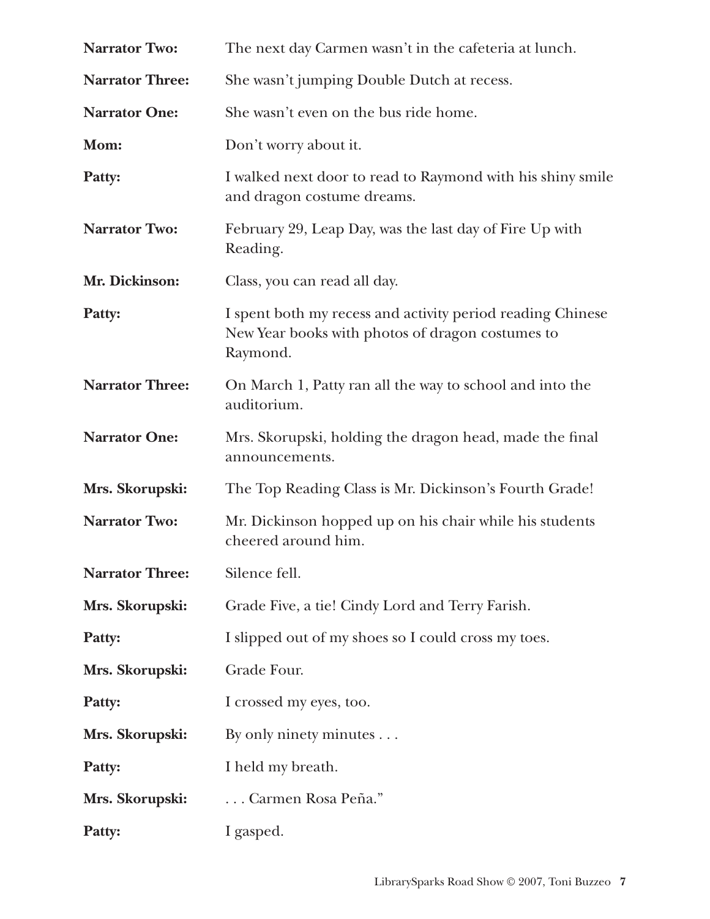**Narrator Two:** The next day Carmen wasn't in the cafeteria at lunch.

**Narrator Three:** She wasn't jumping Double Dutch at recess.

**Narrator One:** She wasn't even on the bus ride home.

**Mom:** Don't worry about it.

**Patty:** I walked next door to read to Raymond with his shiny smile and dragon costume dreams.

**Narrator Two:** February 29, Leap Day, was the last day of Fire Up with Reading.

**Mr. Dickinson:** Class, you can read all day.

**Patty:** I spent both my recess and activity period reading Chinese New Year books with photos of dragon costumes to Raymond.

**Narrator Three:** On March 1, Patty ran all the way to school and into the auditorium.

**Narrator One:** Mrs. Skorupski, holding the dragon head, made the final announcements.

**Mrs. Skorupski:** The Top Reading Class is Mr. Dickinson's Fourth Grade!

**Narrator Two:** Mr. Dickinson hopped up on his chair while his students cheered around him.

**Narrator Three:** Silence fell.

**Mrs. Skorupski:** Grade Five, a tie! Cindy Lord and Terry Farish.

**Patty:** I slipped out of my shoes so I could cross my toes.

**Mrs. Skorupski:** Grade Four.

**Patty:** I crossed my eyes, too.

**Mrs. Skorupski:** By only ninety minutes . . .

**Patty:** I held my breath.

**Mrs. Skorupski:** . . . Carmen Rosa Peña."

**Patty:** I gasped.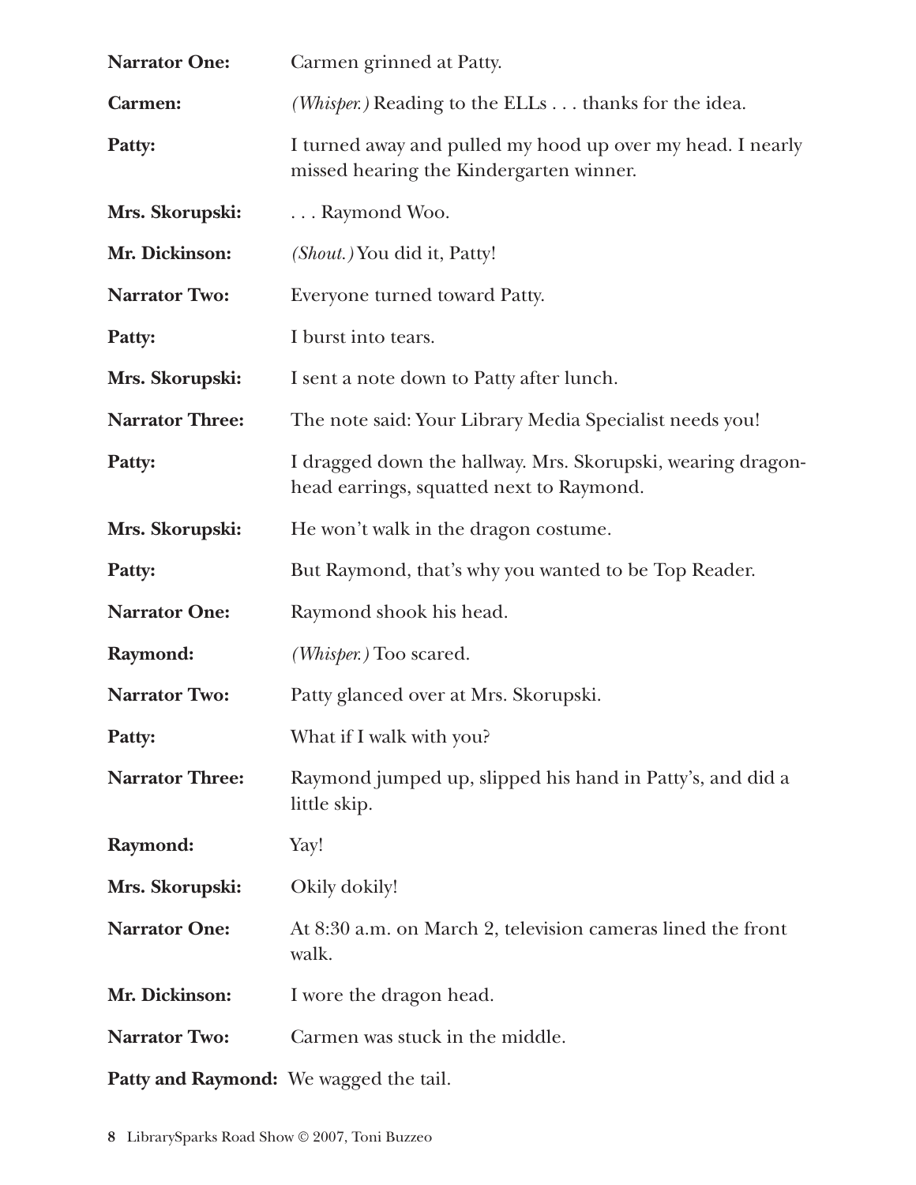**Narrator One:** Carmen grinned at Patty.

**Carmen:** *(Whisper.)* Reading to the ELLs . . . thanks for the idea.

**Patty:** I turned away and pulled my hood up over my head. I nearly missed hearing the Kindergarten winner.

**Mrs. Skorupski:** . . . Raymond Woo.

**Mr. Dickinson:** *(Shout.)* You did it, Patty!

**Narrator Two:** Everyone turned toward Patty.

**Patty:** I burst into tears.

**Mrs. Skorupski:** I sent a note down to Patty after lunch.

**Narrator Three:** The note said: Your Library Media Specialist needs you!

**Patty:** I dragged down the hallway. Mrs. Skorupski, wearing dragon-head earrings, squatted next to Raymond.

**Mrs. Skorupski:** He won't walk in the dragon costume.

**Patty:** But Raymond, that's why you wanted to be Top Reader.

**Narrator One:** Raymond shook his head.

**Raymond:** *(Whisper.)* Too scared.

**Narrator Two:** Patty glanced over at Mrs. Skorupski.

**Patty:** What if I walk with you?

**Narrator Three:** Raymond jumped up, slipped his hand in Patty's, and did a little skip.

**Raymond:** Yay!

**Mrs. Skorupski:** Okily dokily!

**Narrator One:** At 8:30 a.m. on March 2, television cameras lined the front walk.

**Mr. Dickinson:** I wore the dragon head.

**Narrator Two:** Carmen was stuck in the middle.

**Patty and Raymond:** We wagged the tail.

LibrarySparks Road Show © 2007, Toni Buzzeo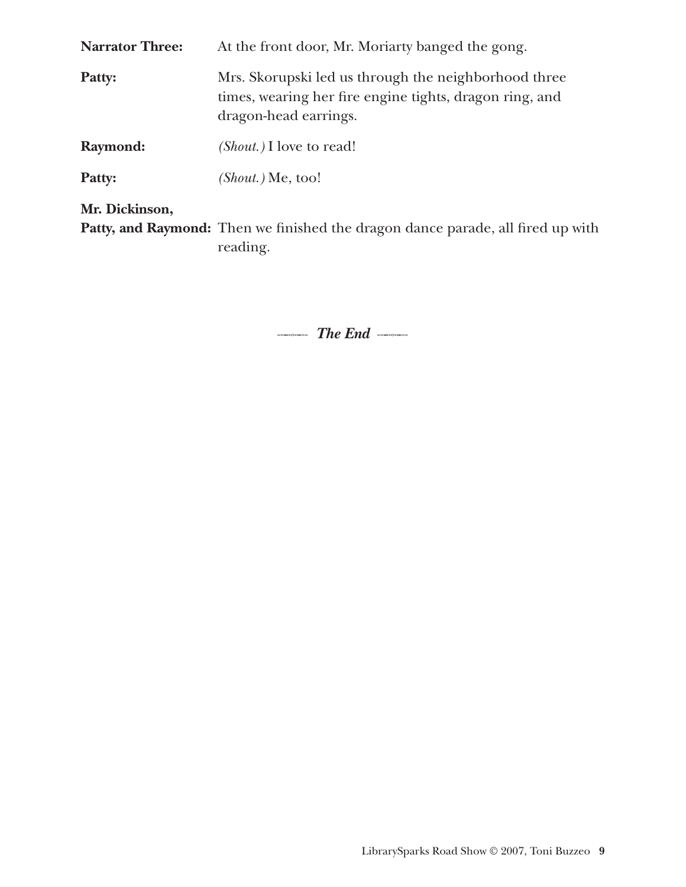**Narrator Three:** At the front door, Mr. Moriarty banged the gong.

**Patty:** Mrs. Skorupski led us through the neighborhood three times, wearing her fire engine tights, dragon ring, and dragon-head earrings.

**Raymond:** *(Shout.)* I love to read!

**Patty:** *(Shout.)* Me, too!

**Mr. Dickinson, Patty, and Raymond:** Then we finished the dragon dance parade, all fired up with reading.

***The End***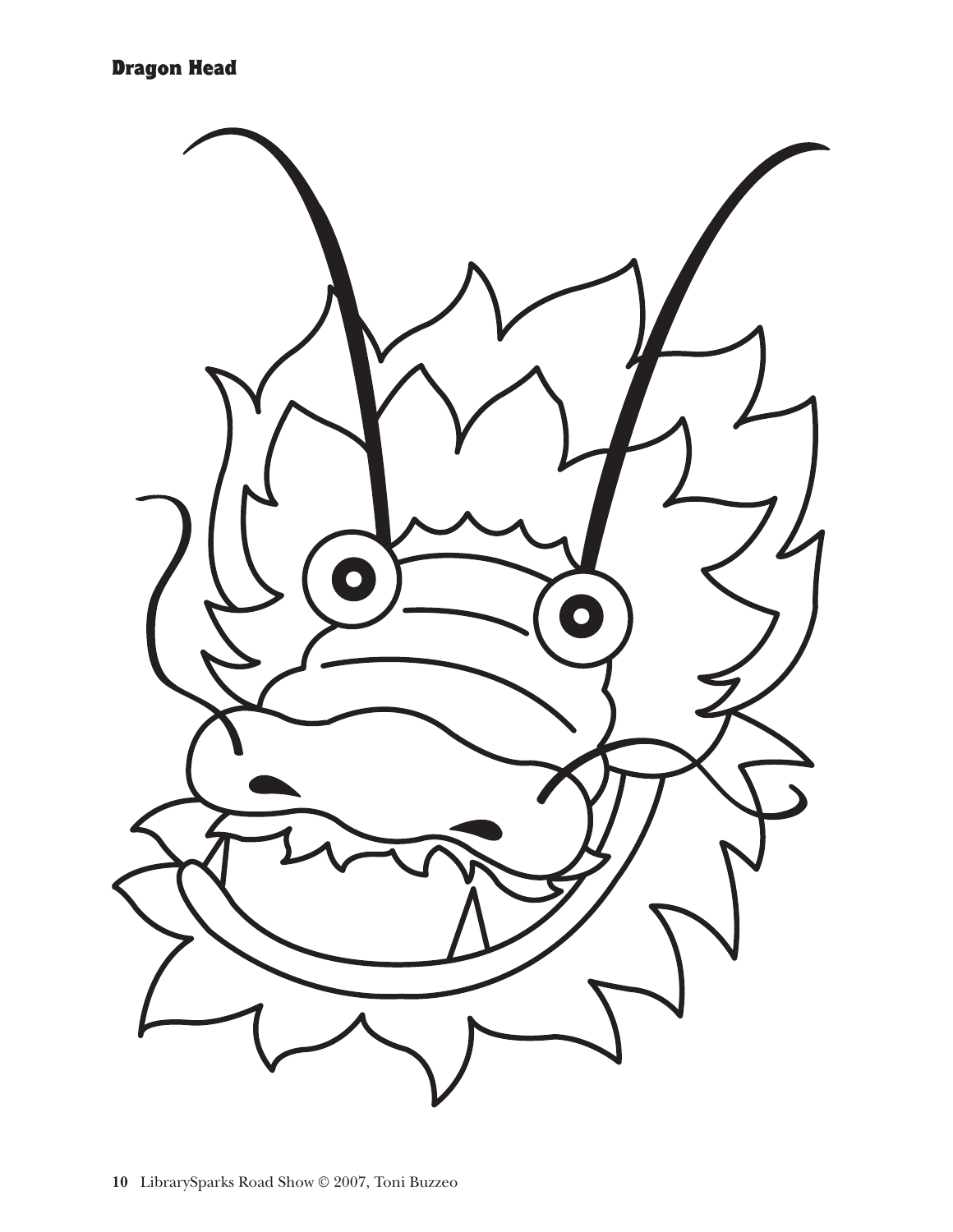**Dragon Head**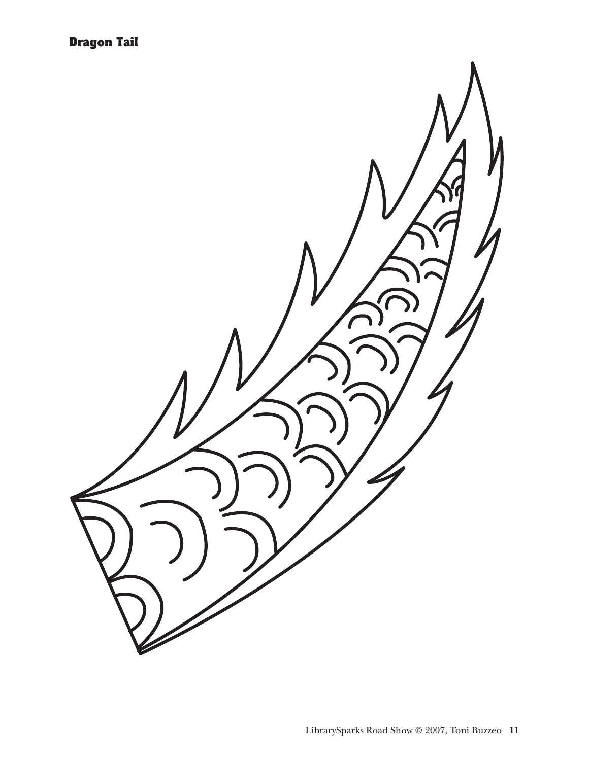**Dragon Tail**